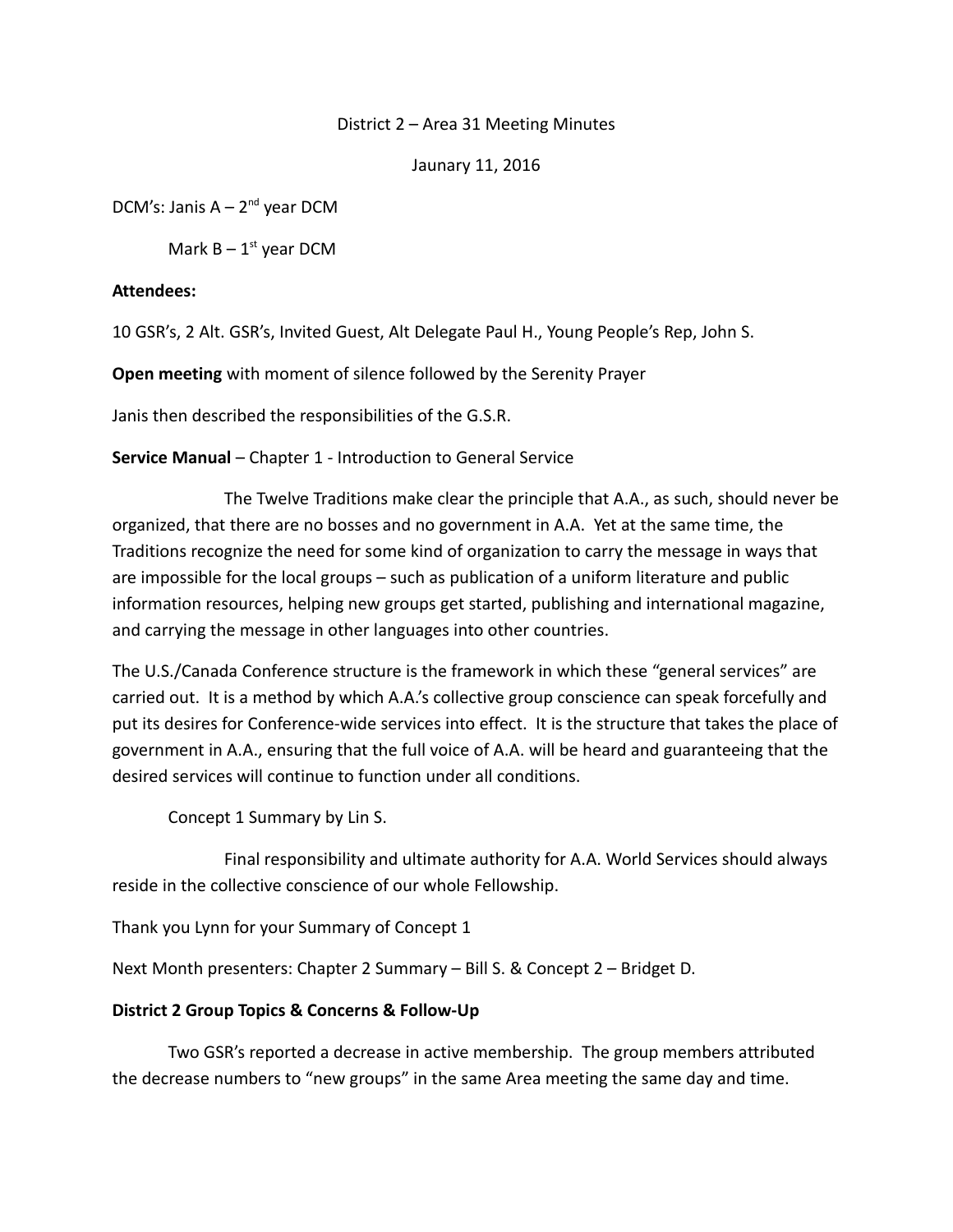District 2 – Area 31 Meeting Minutes

Jaunary 11, 2016

DCM's: Janis A – 2nd year DCM

Mark B – 1st year DCM

**Attendees:**

10 GSR's, 2 Alt. GSR's, Invited Guest, Alt Delegate Paul H., Young People's Rep, John S.

**Open meeting** with moment of silence followed by the Serenity Prayer

Janis then described the responsibilities of the G.S.R.

**Service Manual** – Chapter 1 - Introduction to General Service

The Twelve Traditions make clear the principle that A.A., as such, should never be organized, that there are no bosses and no government in A.A. Yet at the same time, the Traditions recognize the need for some kind of organization to carry the message in ways that are impossible for the local groups – such as publication of a uniform literature and public information resources, helping new groups get started, publishing and international magazine, and carrying the message in other languages into other countries.

The U.S./Canada Conference structure is the framework in which these "general services" are carried out. It is a method by which A.A.'s collective group conscience can speak forcefully and put its desires for Conference-wide services into effect. It is the structure that takes the place of government in A.A., ensuring that the full voice of A.A. will be heard and guaranteeing that the desired services will continue to function under all conditions.

Concept 1 Summary by Lin S.

Final responsibility and ultimate authority for A.A. World Services should always reside in the collective conscience of our whole Fellowship.

Thank you Lynn for your Summary of Concept 1

Next Month presenters: Chapter 2 Summary – Bill S. & Concept 2 – Bridget D.

**District 2 Group Topics & Concerns & Follow-Up**

Two GSR's reported a decrease in active membership. The group members attributed the decrease numbers to "new groups" in the same Area meeting the same day and time.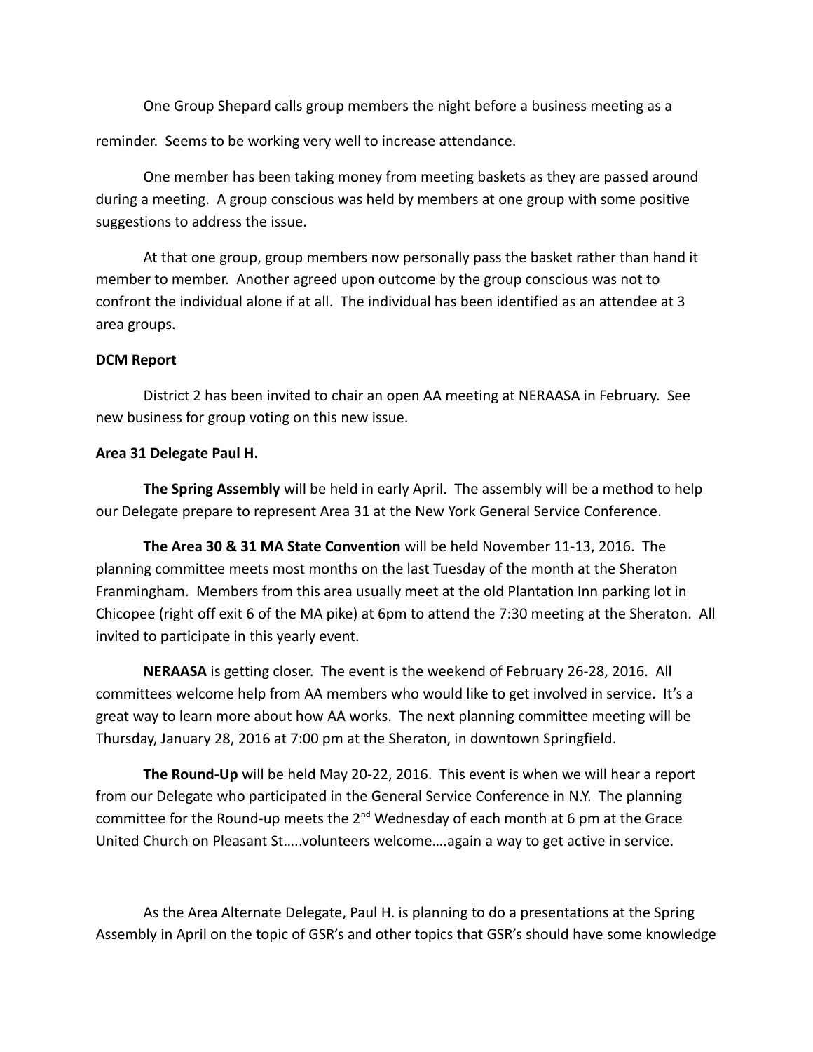One Group Shepard calls group members the night before a business meeting as a reminder. Seems to be working very well to increase attendance.

One member has been taking money from meeting baskets as they are passed around during a meeting. A group conscious was held by members at one group with some positive suggestions to address the issue.

At that one group, group members now personally pass the basket rather than hand it member to member. Another agreed upon outcome by the group conscious was not to confront the individual alone if at all. The individual has been identified as an attendee at 3 area groups.

**DCM Report**

District 2 has been invited to chair an open AA meeting at NERAASA in February. See new business for group voting on this new issue.

**Area 31 Delegate Paul H.**

**The Spring Assembly** will be held in early April. The assembly will be a method to help our Delegate prepare to represent Area 31 at the New York General Service Conference.

**The Area 30 & 31 MA State Convention** will be held November 11-13, 2016. The planning committee meets most months on the last Tuesday of the month at the Sheraton Franmingham. Members from this area usually meet at the old Plantation Inn parking lot in Chicopee (right off exit 6 of the MA pike) at 6pm to attend the 7:30 meeting at the Sheraton. All invited to participate in this yearly event.

**NERAASA** is getting closer. The event is the weekend of February 26-28, 2016. All committees welcome help from AA members who would like to get involved in service. It's a great way to learn more about how AA works. The next planning committee meeting will be Thursday, January 28, 2016 at 7:00 pm at the Sheraton, in downtown Springfield.

**The Round-Up** will be held May 20-22, 2016. This event is when we will hear a report from our Delegate who participated in the General Service Conference in N.Y. The planning committee for the Round-up meets the 2nd Wednesday of each month at 6 pm at the Grace United Church on Pleasant St…..volunteers welcome….again a way to get active in service.

As the Area Alternate Delegate, Paul H. is planning to do a presentations at the Spring Assembly in April on the topic of GSR's and other topics that GSR's should have some knowledge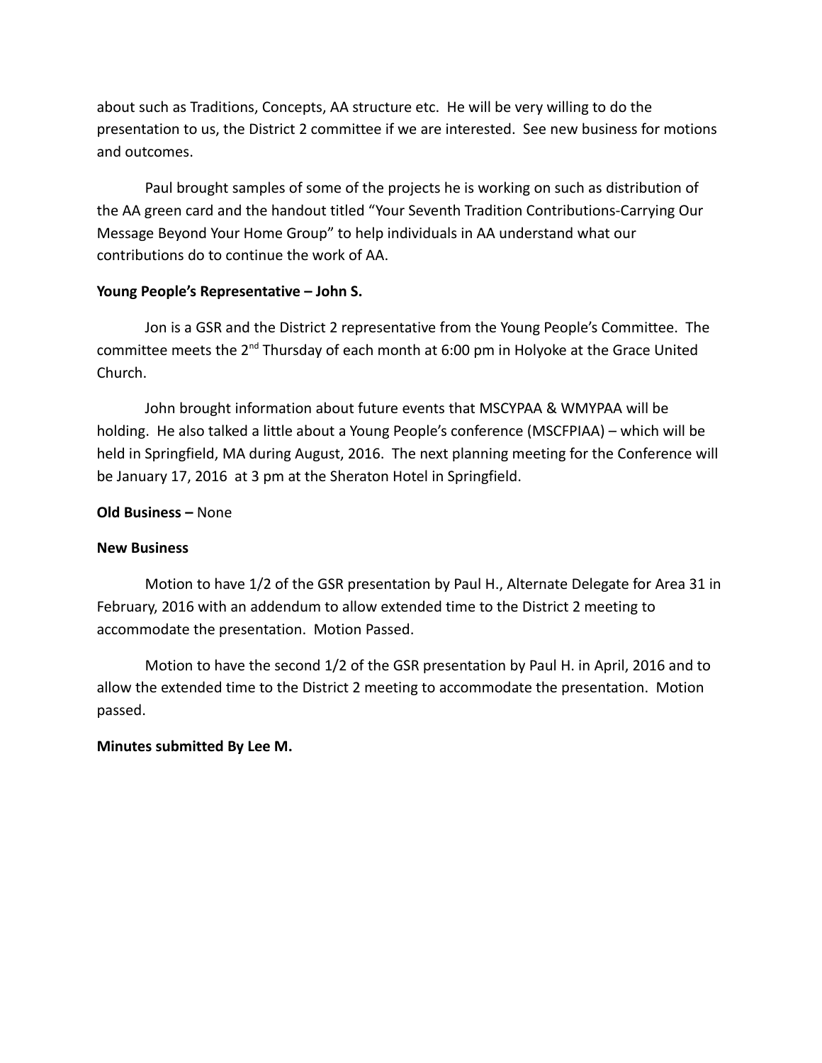about such as Traditions, Concepts, AA structure etc. He will be very willing to do the presentation to us, the District 2 committee if we are interested. See new business for motions and outcomes.

Paul brought samples of some of the projects he is working on such as distribution of the AA green card and the handout titled "Your Seventh Tradition Contributions-Carrying Our Message Beyond Your Home Group" to help individuals in AA understand what our contributions do to continue the work of AA.

**Young People's Representative – John S.**

Jon is a GSR and the District 2 representative from the Young People's Committee. The committee meets the 2nd Thursday of each month at 6:00 pm in Holyoke at the Grace United Church.

John brought information about future events that MSCYPAA & WMYPAA will be holding. He also talked a little about a Young People's conference (MSCFPIAA) – which will be held in Springfield, MA during August, 2016. The next planning meeting for the Conference will be January 17, 2016 at 3 pm at the Sheraton Hotel in Springfield.

**Old Business –** None

**New Business**

Motion to have 1/2 of the GSR presentation by Paul H., Alternate Delegate for Area 31 in February, 2016 with an addendum to allow extended time to the District 2 meeting to accommodate the presentation. Motion Passed.

Motion to have the second 1/2 of the GSR presentation by Paul H. in April, 2016 and to allow the extended time to the District 2 meeting to accommodate the presentation. Motion passed.

**Minutes submitted By Lee M.**